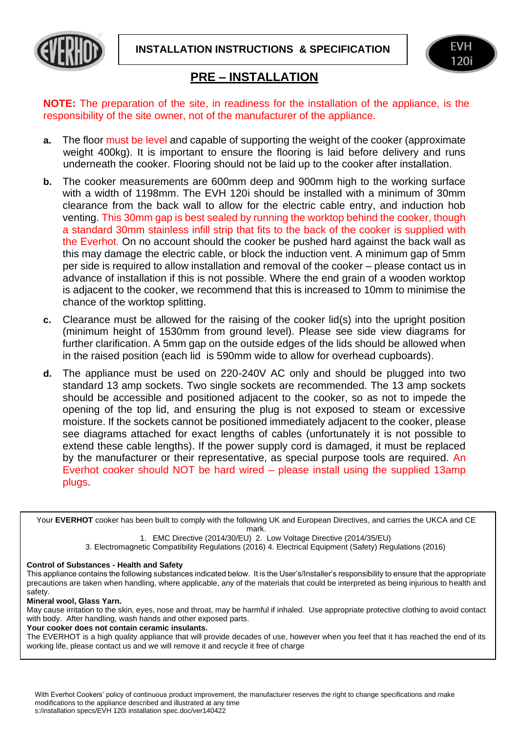# INSTALLATION INSTRUCTIONS & SPECIFICATION

EVH 120i

## PRE – INSTALLATION

**NOTE:** The preparation of the site, in readiness for the installation of the appliance, is the responsibility of the site owner, not of the manufacturer of the appliance.

**a.** The floor must be level and capable of supporting the weight of the cooker (approximate weight 400kg). It is important to ensure the flooring is laid before delivery and runs underneath the cooker. Flooring should not be laid up to the cooker after installation.

**b.** The cooker measurements are 600mm deep and 900mm high to the working surface with a width of 1198mm. The EVH 120i should be installed with a minimum of 30mm clearance from the back wall to allow for the electric cable entry, and induction hob venting. This 30mm gap is best sealed by running the worktop behind the cooker, though a standard 30mm stainless infill strip that fits to the back of the cooker is supplied with the Everhot. On no account should the cooker be pushed hard against the back wall as this may damage the electric cable, or block the induction vent. A minimum gap of 5mm per side is required to allow installation and removal of the cooker – please contact us in advance of installation if this is not possible. Where the end grain of a wooden worktop is adjacent to the cooker, we recommend that this is increased to 10mm to minimise the chance of the worktop splitting.

**c.** Clearance must be allowed for the raising of the cooker lid(s) into the upright position (minimum height of 1530mm from ground level). Please see side view diagrams for further clarification. A 5mm gap on the outside edges of the lids should be allowed when in the raised position (each lid is 590mm wide to allow for overhead cupboards).

**d.** The appliance must be used on 220-240V AC only and should be plugged into two standard 13 amp sockets. Two single sockets are recommended. The 13 amp sockets should be accessible and positioned adjacent to the cooker, so as not to impede the opening of the top lid, and ensuring the plug is not exposed to steam or excessive moisture. If the sockets cannot be positioned immediately adjacent to the cooker, please see diagrams attached for exact lengths of cables (unfortunately it is not possible to extend these cable lengths). If the power supply cord is damaged, it must be replaced by the manufacturer or their representative, as special purpose tools are required. An Everhot cooker should NOT be hard wired – please install using the supplied 13amp plugs.

---

Your **EVERHOT** cooker has been built to comply with the following UK and European Directives, and carries the UKCA and CE mark.

1. EMC Directive (2014/30/EU) 2. Low Voltage Directive (2014/35/EU)
3. Electromagnetic Compatibility Regulations (2016) 4. Electrical Equipment (Safety) Regulations (2016)

**Control of Substances - Health and Safety**

This appliance contains the following substances indicated below. It is the User's/Installer's responsibility to ensure that the appropriate precautions are taken when handling, where applicable, any of the materials that could be interpreted as being injurious to health and safety.

**Mineral wool, Glass Yarn.**

May cause irritation to the skin, eyes, nose and throat, may be harmful if inhaled. Use appropriate protective clothing to avoid contact with body. After handling, wash hands and other exposed parts.

**Your cooker does not contain ceramic insulants.**

The EVERHOT is a high quality appliance that will provide decades of use, however when you feel that it has reached the end of its working life, please contact us and we will remove it and recycle it free of charge

---

With Everhot Cookers' policy of continuous product improvement, the manufacturer reserves the right to change specifications and make modifications to the appliance described and illustrated at any time
s:/installation specs/EVH 120i installation spec.doc/ver140422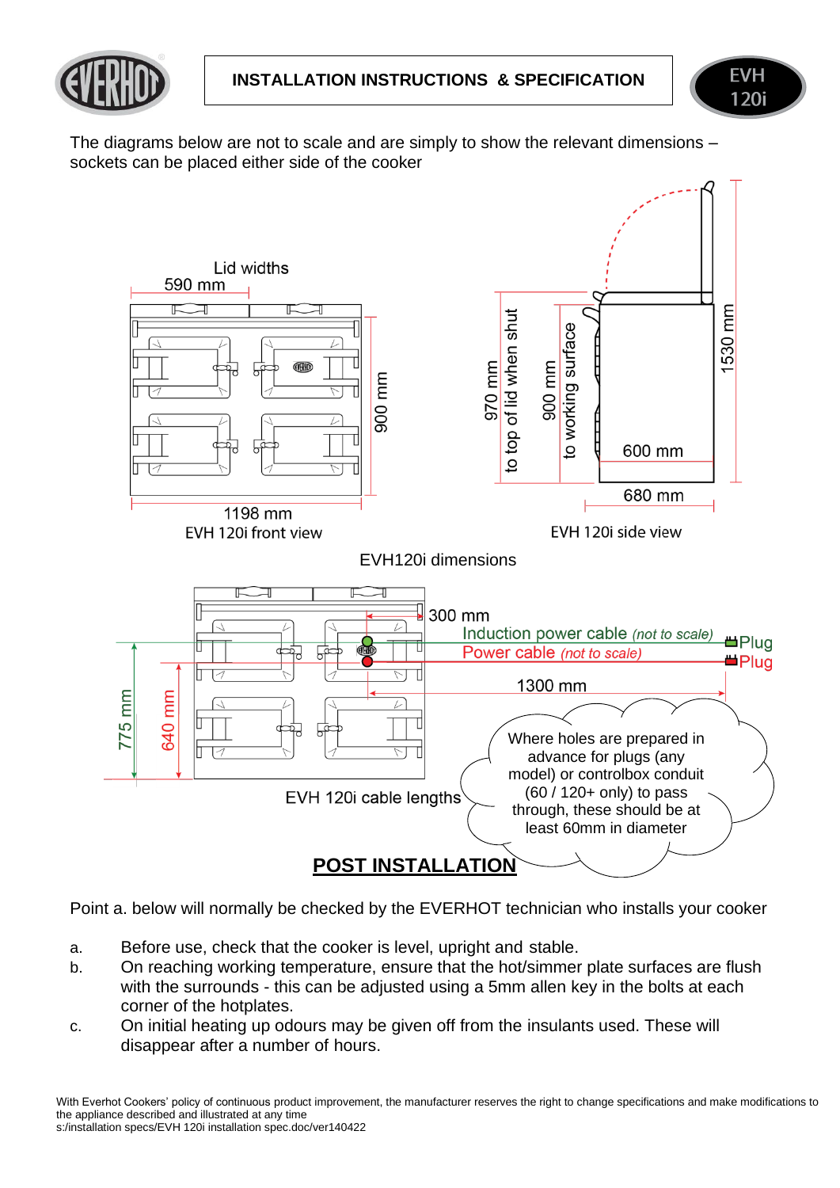INSTALLATION INSTRUCTIONS & SPECIFICATION

EVH 120i

The diagrams below are not to scale and are simply to show the relevant dimensions – sockets can be placed either side of the cooker

Lid widths
590 mm
900 mm
1198 mm
EVH 120i front view

970 mm
to top of lid when shut
900 mm
to working surface
1530 mm
600 mm
680 mm
EVH 120i side view

EVH120i dimensions

300 mm
Induction power cable *(not to scale)* Plug
Power cable *(not to scale)* Plug
1300 mm
775 mm
640 mm
EVH 120i cable lengths

Where holes are prepared in advance for plugs (any model) or controlbox conduit (60 / 120+ only) to pass through, these should be at least 60mm in diameter

## POST INSTALLATION

Point a. below will normally be checked by the EVERHOT technician who installs your cooker

a. Before use, check that the cooker is level, upright and stable.
b. On reaching working temperature, ensure that the hot/simmer plate surfaces are flush with the surrounds - this can be adjusted using a 5mm allen key in the bolts at each corner of the hotplates.
c. On initial heating up odours may be given off from the insulants used. These will disappear after a number of hours.

With Everhot Cookers' policy of continuous product improvement, the manufacturer reserves the right to change specifications and make modifications to the appliance described and illustrated at any time
s:/installation specs/EVH 120i installation spec.doc/ver140422